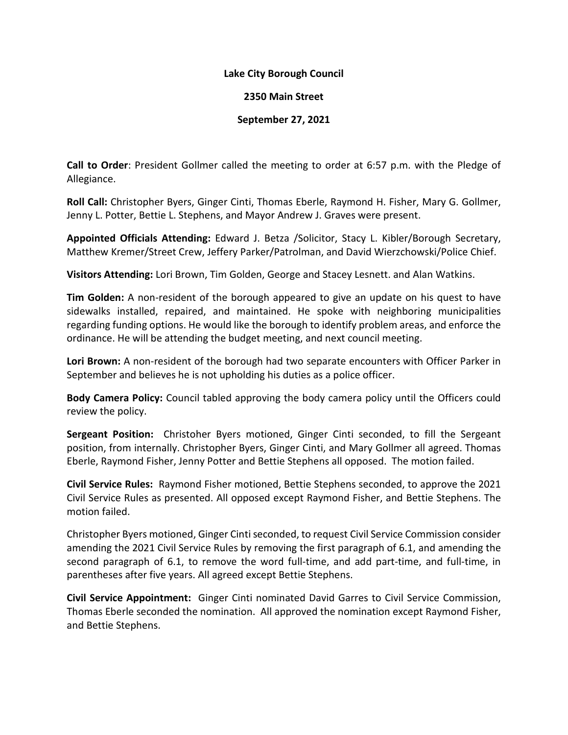**Lake City Borough Council**

**2350 Main Street**

**September 27, 2021**

**Call to Order**: President Gollmer called the meeting to order at 6:57 p.m. with the Pledge of Allegiance.

**Roll Call:** Christopher Byers, Ginger Cinti, Thomas Eberle, Raymond H. Fisher, Mary G. Gollmer, Jenny L. Potter, Bettie L. Stephens, and Mayor Andrew J. Graves were present.

**Appointed Officials Attending:** Edward J. Betza /Solicitor, Stacy L. Kibler/Borough Secretary, Matthew Kremer/Street Crew, Jeffery Parker/Patrolman, and David Wierzchowski/Police Chief.

**Visitors Attending:** Lori Brown, Tim Golden, George and Stacey Lesnett. and Alan Watkins.

**Tim Golden:** A non-resident of the borough appeared to give an update on his quest to have sidewalks installed, repaired, and maintained. He spoke with neighboring municipalities regarding funding options. He would like the borough to identify problem areas, and enforce the ordinance. He will be attending the budget meeting, and next council meeting.

**Lori Brown:** A non-resident of the borough had two separate encounters with Officer Parker in September and believes he is not upholding his duties as a police officer.

**Body Camera Policy:** Council tabled approving the body camera policy until the Officers could review the policy.

**Sergeant Position:** Christoher Byers motioned, Ginger Cinti seconded, to fill the Sergeant position, from internally. Christopher Byers, Ginger Cinti, and Mary Gollmer all agreed. Thomas Eberle, Raymond Fisher, Jenny Potter and Bettie Stephens all opposed. The motion failed.

**Civil Service Rules:** Raymond Fisher motioned, Bettie Stephens seconded, to approve the 2021 Civil Service Rules as presented. All opposed except Raymond Fisher, and Bettie Stephens. The motion failed.

Christopher Byers motioned, Ginger Cinti seconded, to request Civil Service Commission consider amending the 2021 Civil Service Rules by removing the first paragraph of 6.1, and amending the second paragraph of 6.1, to remove the word full-time, and add part-time, and full-time, in parentheses after five years. All agreed except Bettie Stephens.

**Civil Service Appointment:** Ginger Cinti nominated David Garres to Civil Service Commission, Thomas Eberle seconded the nomination. All approved the nomination except Raymond Fisher, and Bettie Stephens.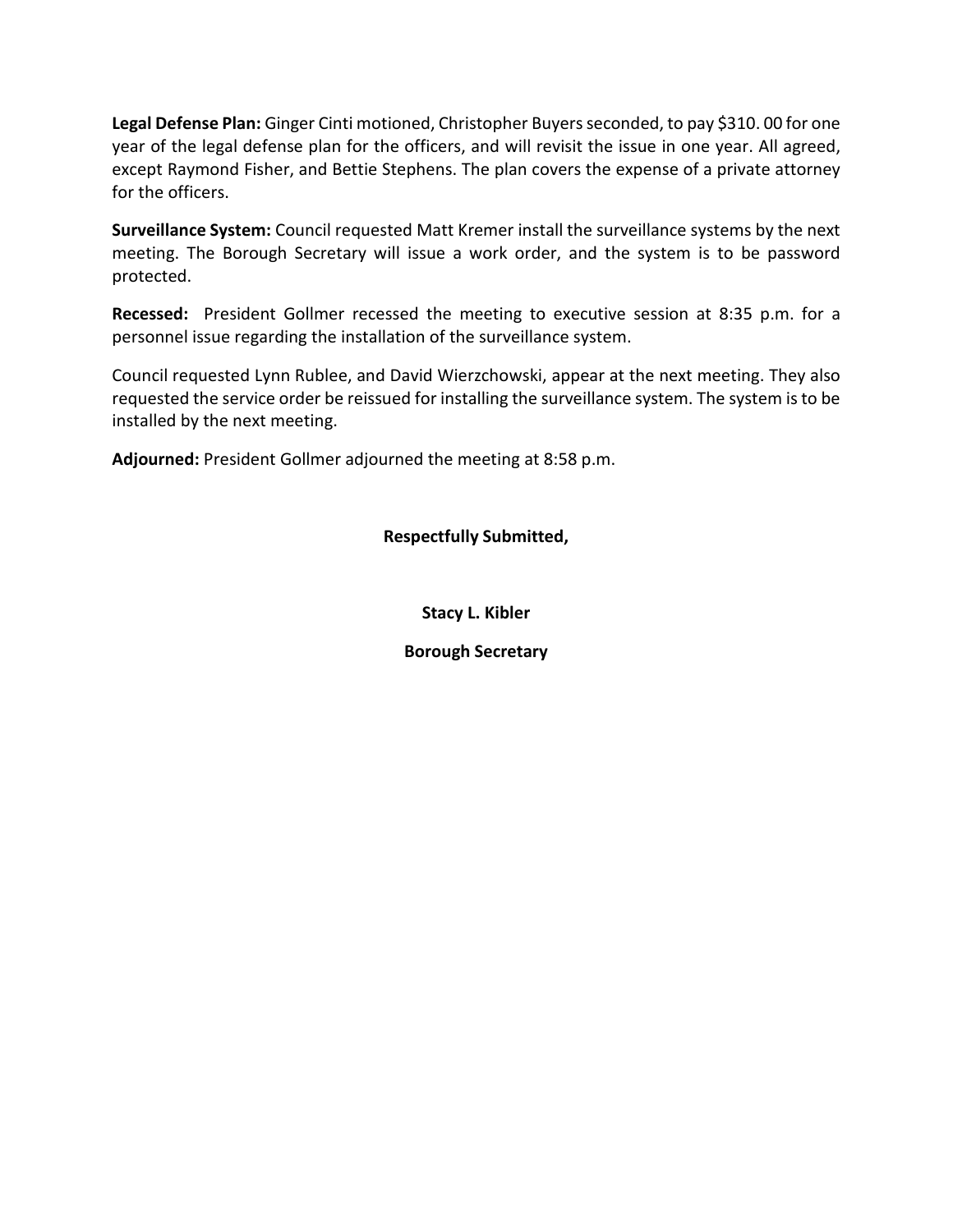**Legal Defense Plan:** Ginger Cinti motioned, Christopher Buyers seconded, to pay $310. 00 for one year of the legal defense plan for the officers, and will revisit the issue in one year. All agreed, except Raymond Fisher, and Bettie Stephens. The plan covers the expense of a private attorney for the officers.

**Surveillance System:** Council requested Matt Kremer install the surveillance systems by the next meeting. The Borough Secretary will issue a work order, and the system is to be password protected.

**Recessed:** President Gollmer recessed the meeting to executive session at 8:35 p.m. for a personnel issue regarding the installation of the surveillance system.

Council requested Lynn Rublee, and David Wierzchowski, appear at the next meeting. They also requested the service order be reissued for installing the surveillance system. The system is to be installed by the next meeting.

**Adjourned:** President Gollmer adjourned the meeting at 8:58 p.m.

**Respectfully Submitted,**

**Stacy L. Kibler**

**Borough Secretary**